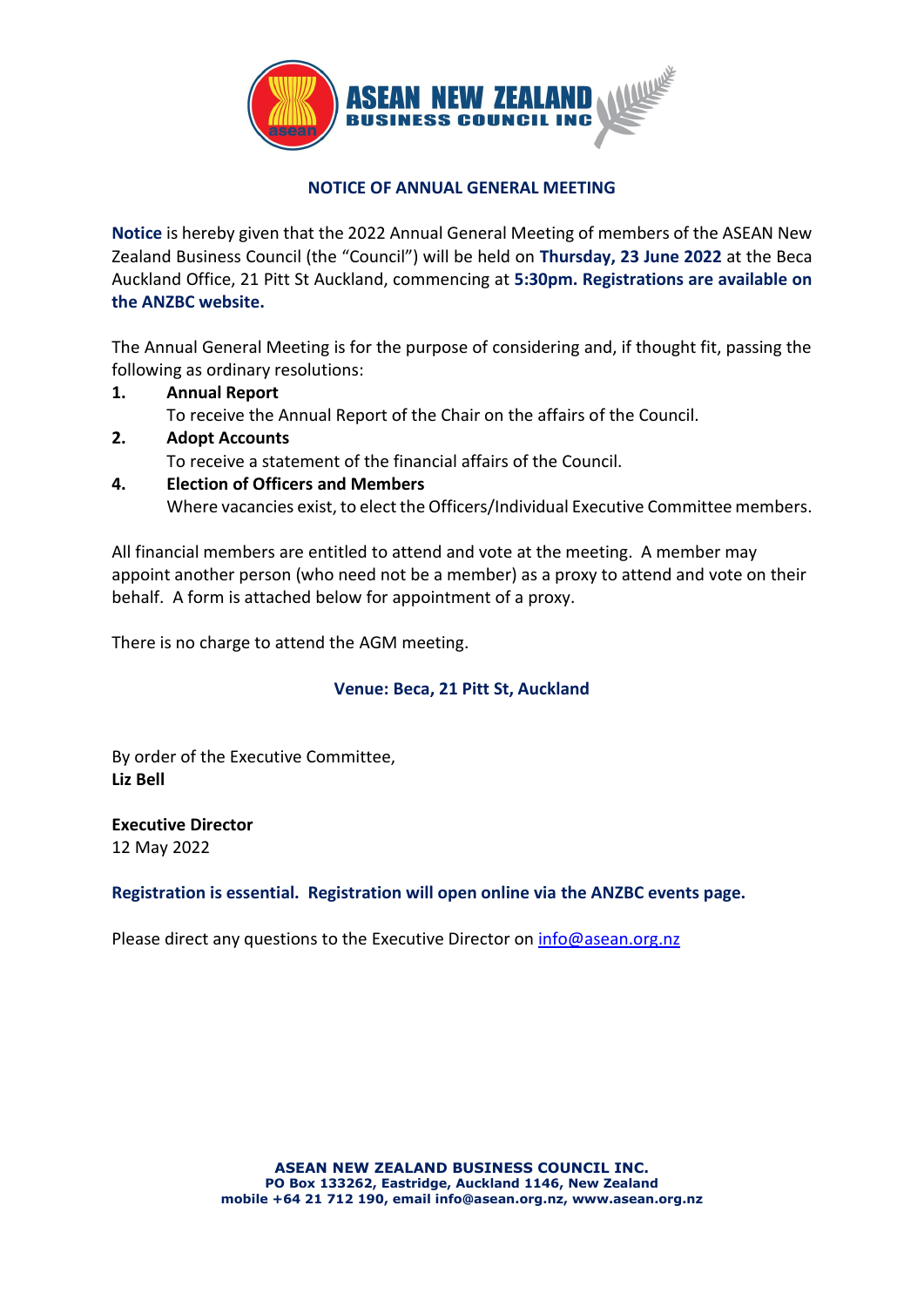# NOTICE OF ANNUAL GENERAL MEETING

**Notice** is hereby given that the 2022 Annual General Meeting of members of the ASEAN New Zealand Business Council (the "Council") will be held on **Thursday, 23 June 2022** at the Beca Auckland Office, 21 Pitt St Auckland, commencing at **5:30pm. Registrations are available on the ANZBC website.**

The Annual General Meeting is for the purpose of considering and, if thought fit, passing the following as ordinary resolutions:

1. **Annual Report**
   To receive the Annual Report of the Chair on the affairs of the Council.
2. **Adopt Accounts**
   To receive a statement of the financial affairs of the Council.
4. **Election of Officers and Members**
   Where vacancies exist, to elect the Officers/Individual Executive Committee members.

All financial members are entitled to attend and vote at the meeting. A member may appoint another person (who need not be a member) as a proxy to attend and vote on their behalf. A form is attached below for appointment of a proxy.

There is no charge to attend the AGM meeting.

**Venue: Beca, 21 Pitt St, Auckland**

By order of the Executive Committee,
**Liz Bell**

**Executive Director**
12 May 2022

**Registration is essential. Registration will open online via the ANZBC events page.**

Please direct any questions to the Executive Director on info@asean.org.nz

**ASEAN NEW ZEALAND BUSINESS COUNCIL INC.**
**PO Box 133262, Eastridge, Auckland 1146, New Zealand**
**mobile +64 21 712 190, email info@asean.org.nz, www.asean.org.nz**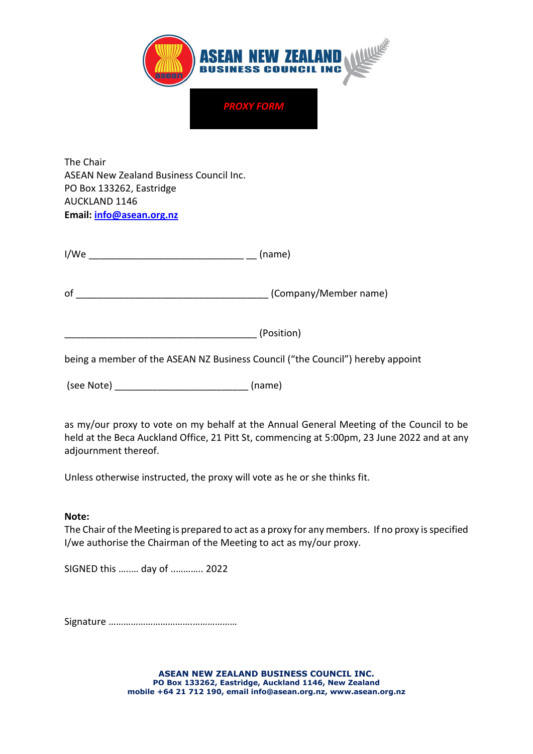ASEAN NEW ZEALAND
BUSINESS COUNCIL INC

**_PROXY FORM_**

The Chair
ASEAN New Zealand Business Council Inc.
PO Box 133262, Eastridge
AUCKLAND 1146
**Email:** **info@asean.org.nz**

I/We _______________________________ __ (name)

of ______________________________________ (Company/Member name)

______________________________________ (Position)

being a member of the ASEAN NZ Business Council ("the Council") hereby appoint

(see Note) __________________________ (name)

as my/our proxy to vote on my behalf at the Annual General Meeting of the Council to be held at the Beca Auckland Office, 21 Pitt St, commencing at 5:00pm, 23 June 2022 and at any adjournment thereof.

Unless otherwise instructed, the proxy will vote as he or she thinks fit.

**Note:**
The Chair of the Meeting is prepared to act as a proxy for any members. If no proxy is specified I/we authorise the Chairman of the Meeting to act as my/our proxy.

SIGNED this …….. day of ………… 2022

Signature ……………………………………………

**ASEAN NEW ZEALAND BUSINESS COUNCIL INC.**
**PO Box 133262, Eastridge, Auckland 1146, New Zealand**
**mobile +64 21 712 190, email info@asean.org.nz, www.asean.org.nz**